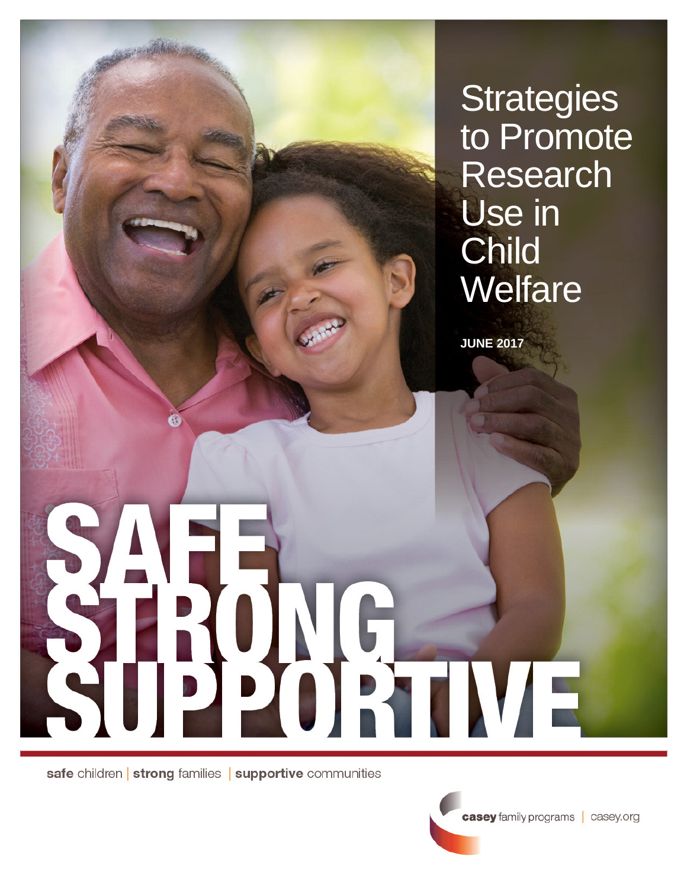# Strategies to Promote Research Use in Child Welfare

**JUNE 2017**

SAFE STRONG SUPPORTIVE

**safe** children | **strong** families | **supportive** communities

**casey** family programs | casey.org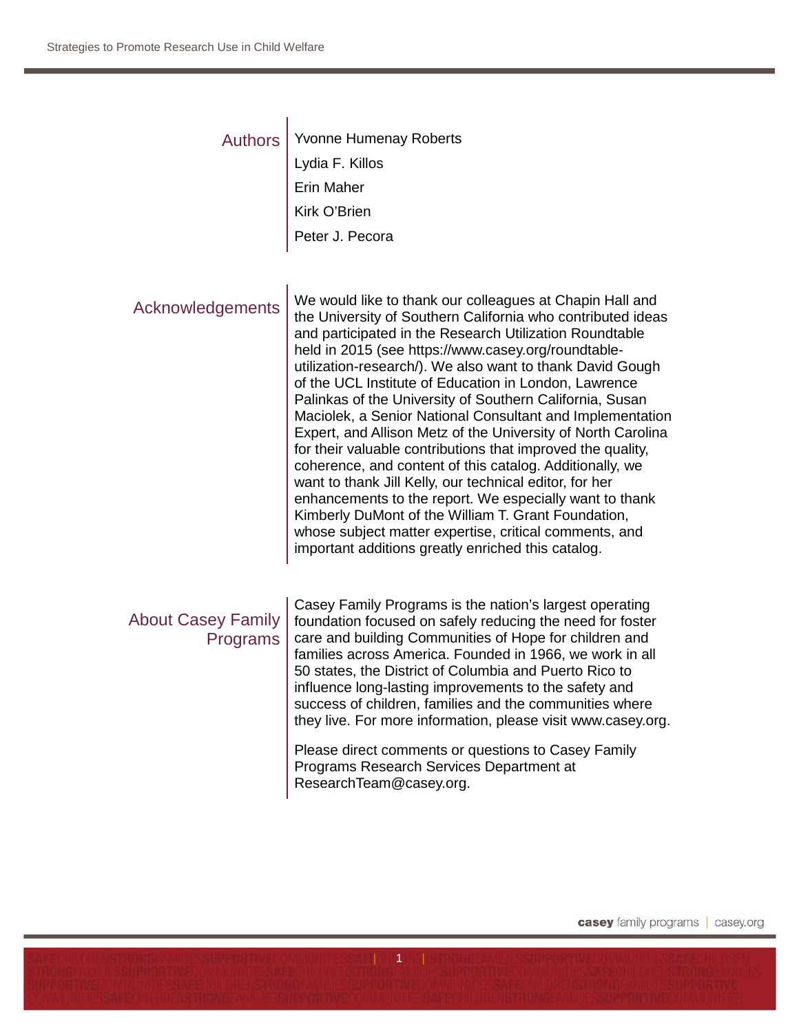## Authors

Yvonne Humenay Roberts

Lydia F. Killos

Erin Maher

Kirk O'Brien

Peter J. Pecora

## Acknowledgements

We would like to thank our colleagues at Chapin Hall and the University of Southern California who contributed ideas and participated in the Research Utilization Roundtable held in 2015 (see https://www.casey.org/roundtable-utilization-research/). We also want to thank David Gough of the UCL Institute of Education in London, Lawrence Palinkas of the University of Southern California, Susan Maciolek, a Senior National Consultant and Implementation Expert, and Allison Metz of the University of North Carolina for their valuable contributions that improved the quality, coherence, and content of this catalog. Additionally, we want to thank Jill Kelly, our technical editor, for her enhancements to the report. We especially want to thank Kimberly DuMont of the William T. Grant Foundation, whose subject matter expertise, critical comments, and important additions greatly enriched this catalog.

## About Casey Family Programs

Casey Family Programs is the nation's largest operating foundation focused on safely reducing the need for foster care and building Communities of Hope for children and families across America. Founded in 1966, we work in all 50 states, the District of Columbia and Puerto Rico to influence long-lasting improvements to the safety and success of children, families and the communities where they live. For more information, please visit www.casey.org.

Please direct comments or questions to Casey Family Programs Research Services Department at ResearchTeam@casey.org.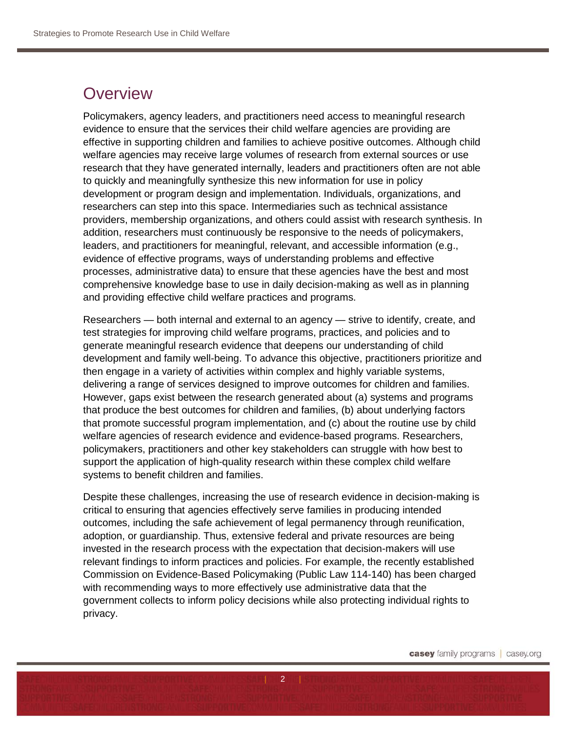# Overview

Policymakers, agency leaders, and practitioners need access to meaningful research evidence to ensure that the services their child welfare agencies are providing are effective in supporting children and families to achieve positive outcomes. Although child welfare agencies may receive large volumes of research from external sources or use research that they have generated internally, leaders and practitioners often are not able to quickly and meaningfully synthesize this new information for use in policy development or program design and implementation. Individuals, organizations, and researchers can step into this space. Intermediaries such as technical assistance providers, membership organizations, and others could assist with research synthesis. In addition, researchers must continuously be responsive to the needs of policymakers, leaders, and practitioners for meaningful, relevant, and accessible information (e.g., evidence of effective programs, ways of understanding problems and effective processes, administrative data) to ensure that these agencies have the best and most comprehensive knowledge base to use in daily decision-making as well as in planning and providing effective child welfare practices and programs.

Researchers — both internal and external to an agency — strive to identify, create, and test strategies for improving child welfare programs, practices, and policies and to generate meaningful research evidence that deepens our understanding of child development and family well-being. To advance this objective, practitioners prioritize and then engage in a variety of activities within complex and highly variable systems, delivering a range of services designed to improve outcomes for children and families. However, gaps exist between the research generated about (a) systems and programs that produce the best outcomes for children and families, (b) about underlying factors that promote successful program implementation, and (c) about the routine use by child welfare agencies of research evidence and evidence-based programs. Researchers, policymakers, practitioners and other key stakeholders can struggle with how best to support the application of high-quality research within these complex child welfare systems to benefit children and families.

Despite these challenges, increasing the use of research evidence in decision-making is critical to ensuring that agencies effectively serve families in producing intended outcomes, including the safe achievement of legal permanency through reunification, adoption, or guardianship. Thus, extensive federal and private resources are being invested in the research process with the expectation that decision-makers will use relevant findings to inform practices and policies. For example, the recently established Commission on Evidence-Based Policymaking (Public Law 114-140) has been charged with recommending ways to more effectively use administrative data that the government collects to inform policy decisions while also protecting individual rights to privacy.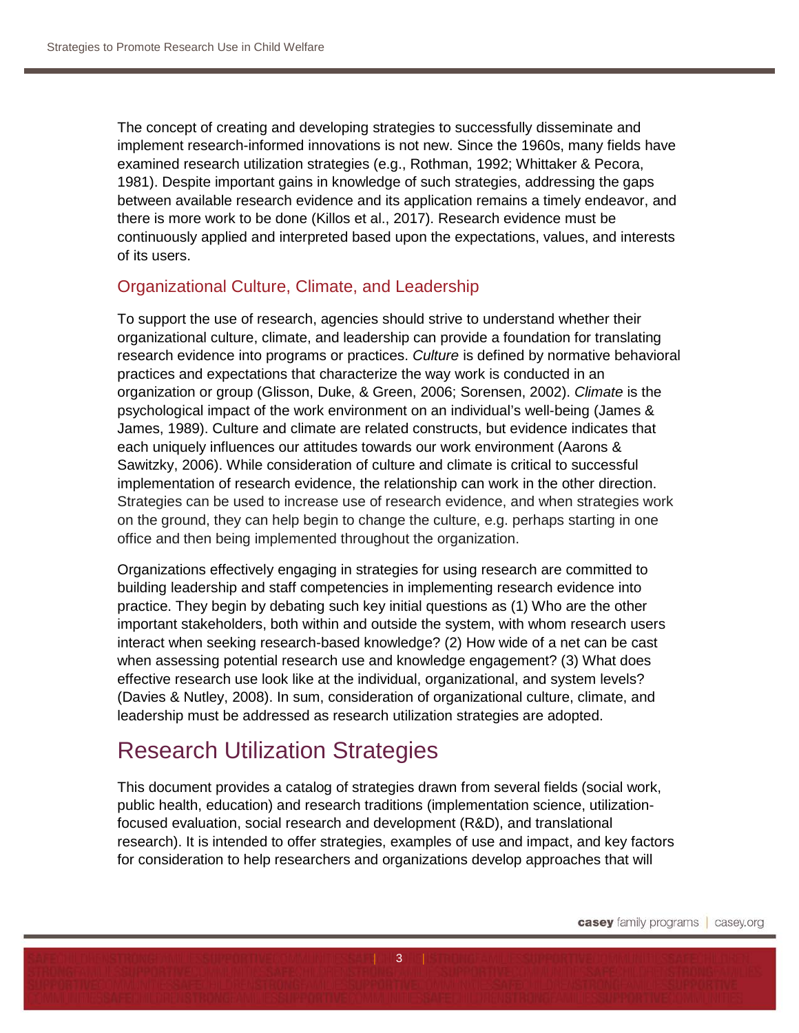The concept of creating and developing strategies to successfully disseminate and implement research-informed innovations is not new. Since the 1960s, many fields have examined research utilization strategies (e.g., Rothman, 1992; Whittaker & Pecora, 1981). Despite important gains in knowledge of such strategies, addressing the gaps between available research evidence and its application remains a timely endeavor, and there is more work to be done (Killos et al., 2017). Research evidence must be continuously applied and interpreted based upon the expectations, values, and interests of its users.

### Organizational Culture, Climate, and Leadership

To support the use of research, agencies should strive to understand whether their organizational culture, climate, and leadership can provide a foundation for translating research evidence into programs or practices. *Culture* is defined by normative behavioral practices and expectations that characterize the way work is conducted in an organization or group (Glisson, Duke, & Green, 2006; Sorensen, 2002). *Climate* is the psychological impact of the work environment on an individual's well-being (James & James, 1989). Culture and climate are related constructs, but evidence indicates that each uniquely influences our attitudes towards our work environment (Aarons & Sawitzky, 2006). While consideration of culture and climate is critical to successful implementation of research evidence, the relationship can work in the other direction. Strategies can be used to increase use of research evidence, and when strategies work on the ground, they can help begin to change the culture, e.g. perhaps starting in one office and then being implemented throughout the organization.

Organizations effectively engaging in strategies for using research are committed to building leadership and staff competencies in implementing research evidence into practice. They begin by debating such key initial questions as (1) Who are the other important stakeholders, both within and outside the system, with whom research users interact when seeking research-based knowledge? (2) How wide of a net can be cast when assessing potential research use and knowledge engagement? (3) What does effective research use look like at the individual, organizational, and system levels? (Davies & Nutley, 2008). In sum, consideration of organizational culture, climate, and leadership must be addressed as research utilization strategies are adopted.

## Research Utilization Strategies

This document provides a catalog of strategies drawn from several fields (social work, public health, education) and research traditions (implementation science, utilization-focused evaluation, social research and development (R&D), and translational research). It is intended to offer strategies, examples of use and impact, and key factors for consideration to help researchers and organizations develop approaches that will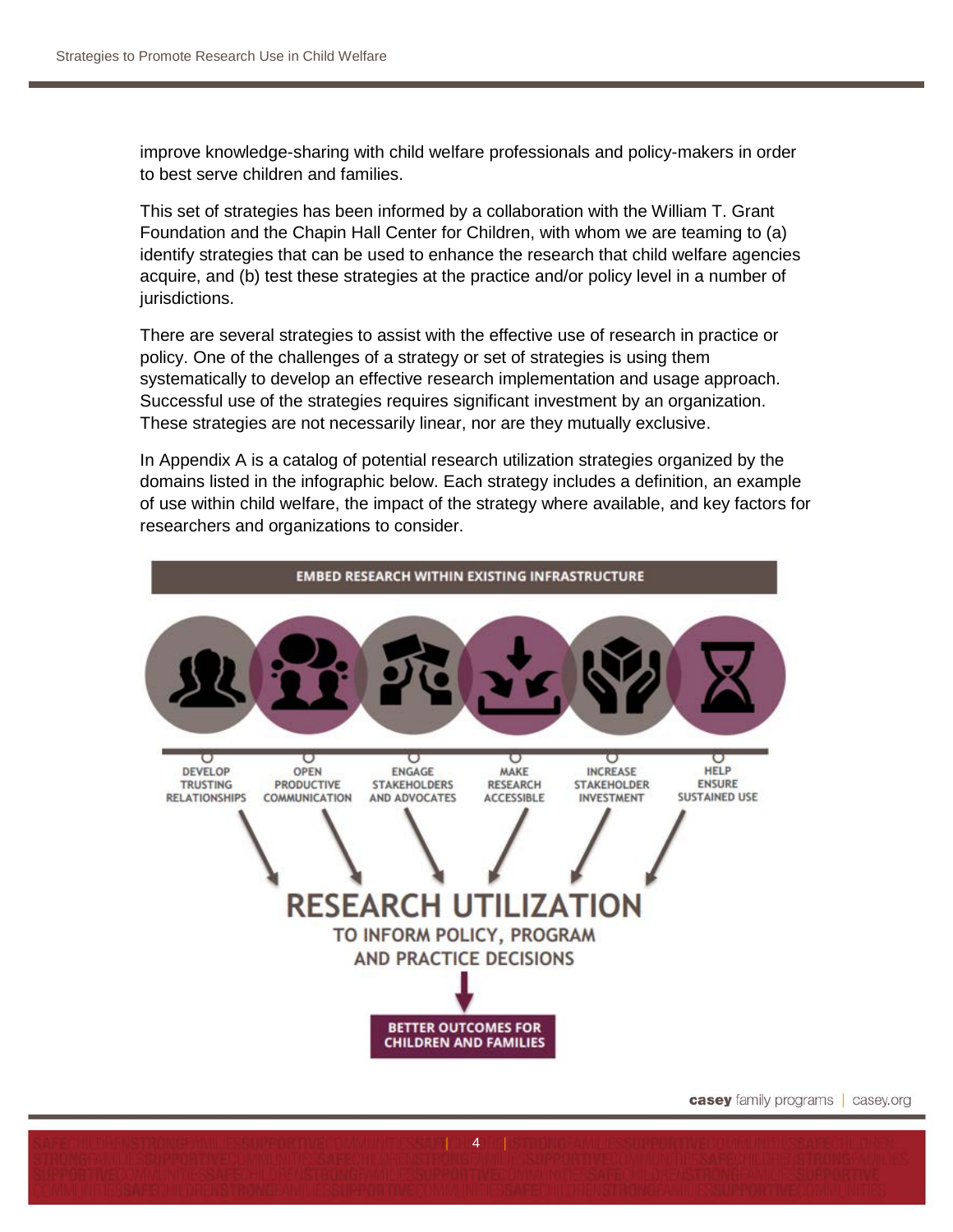improve knowledge-sharing with child welfare professionals and policy-makers in order to best serve children and families.

This set of strategies has been informed by a collaboration with the William T. Grant Foundation and the Chapin Hall Center for Children, with whom we are teaming to (a) identify strategies that can be used to enhance the research that child welfare agencies acquire, and (b) test these strategies at the practice and/or policy level in a number of jurisdictions.

There are several strategies to assist with the effective use of research in practice or policy. One of the challenges of a strategy or set of strategies is using them systematically to develop an effective research implementation and usage approach. Successful use of the strategies requires significant investment by an organization. These strategies are not necessarily linear, nor are they mutually exclusive.

In Appendix A is a catalog of potential research utilization strategies organized by the domains listed in the infographic below. Each strategy includes a definition, an example of use within child welfare, the impact of the strategy where available, and key factors for researchers and organizations to consider.

EMBED RESEARCH WITHIN EXISTING INFRASTRUCTURE

- DEVELOP TRUSTING RELATIONSHIPS
- OPEN PRODUCTIVE COMMUNICATION
- ENGAGE STAKEHOLDERS AND ADVOCATES
- MAKE RESEARCH ACCESSIBLE
- INCREASE STAKEHOLDER INVESTMENT
- HELP ENSURE SUSTAINED USE

RESEARCH UTILIZATION TO INFORM POLICY, PROGRAM AND PRACTICE DECISIONS

BETTER OUTCOMES FOR CHILDREN AND FAMILIES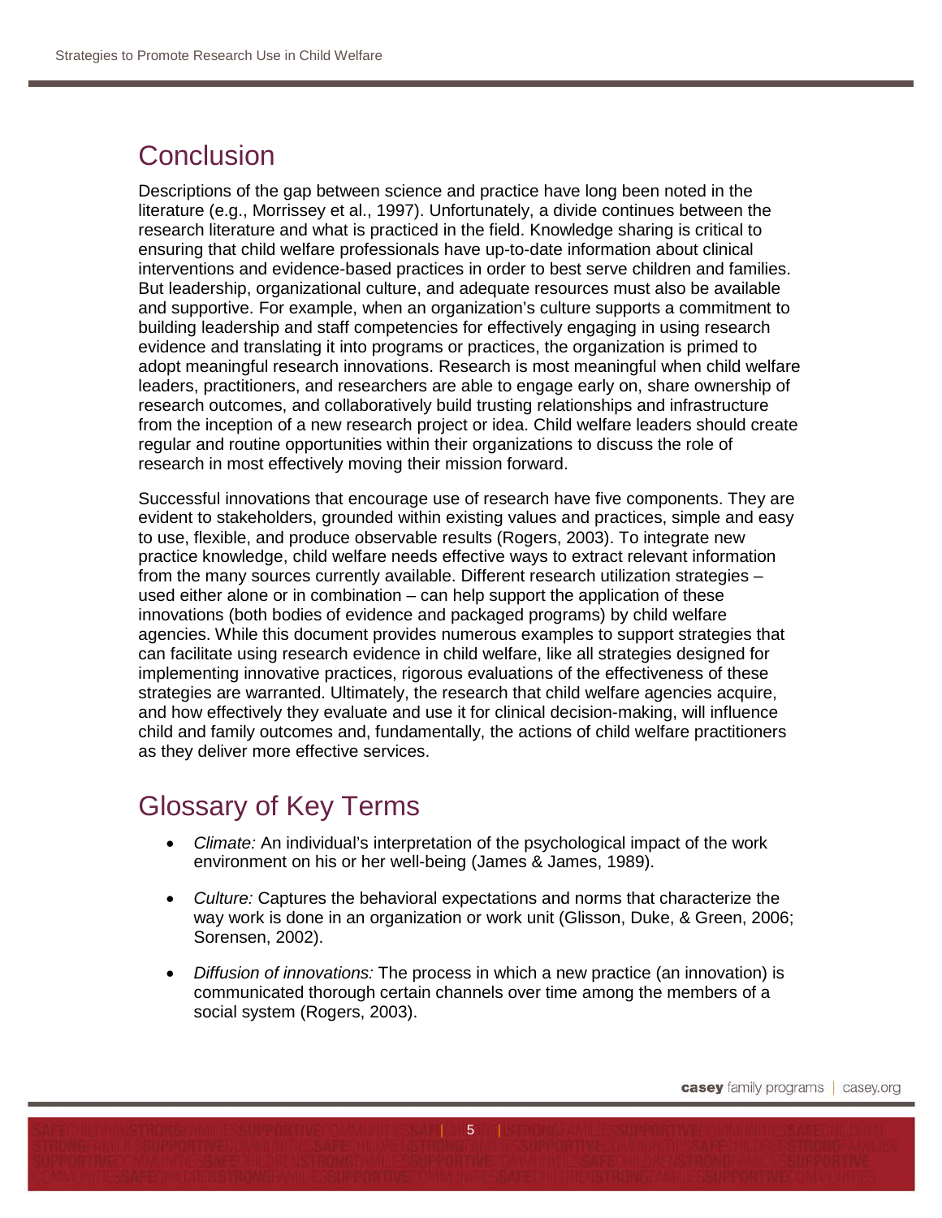## Conclusion

Descriptions of the gap between science and practice have long been noted in the literature (e.g., Morrissey et al., 1997). Unfortunately, a divide continues between the research literature and what is practiced in the field. Knowledge sharing is critical to ensuring that child welfare professionals have up-to-date information about clinical interventions and evidence-based practices in order to best serve children and families. But leadership, organizational culture, and adequate resources must also be available and supportive. For example, when an organization's culture supports a commitment to building leadership and staff competencies for effectively engaging in using research evidence and translating it into programs or practices, the organization is primed to adopt meaningful research innovations. Research is most meaningful when child welfare leaders, practitioners, and researchers are able to engage early on, share ownership of research outcomes, and collaboratively build trusting relationships and infrastructure from the inception of a new research project or idea. Child welfare leaders should create regular and routine opportunities within their organizations to discuss the role of research in most effectively moving their mission forward.

Successful innovations that encourage use of research have five components. They are evident to stakeholders, grounded within existing values and practices, simple and easy to use, flexible, and produce observable results (Rogers, 2003). To integrate new practice knowledge, child welfare needs effective ways to extract relevant information from the many sources currently available. Different research utilization strategies – used either alone or in combination – can help support the application of these innovations (both bodies of evidence and packaged programs) by child welfare agencies. While this document provides numerous examples to support strategies that can facilitate using research evidence in child welfare, like all strategies designed for implementing innovative practices, rigorous evaluations of the effectiveness of these strategies are warranted. Ultimately, the research that child welfare agencies acquire, and how effectively they evaluate and use it for clinical decision-making, will influence child and family outcomes and, fundamentally, the actions of child welfare practitioners as they deliver more effective services.

## Glossary of Key Terms

- *Climate:* An individual's interpretation of the psychological impact of the work environment on his or her well-being (James & James, 1989).
- *Culture:* Captures the behavioral expectations and norms that characterize the way work is done in an organization or work unit (Glisson, Duke, & Green, 2006; Sorensen, 2002).
- *Diffusion of innovations:* The process in which a new practice (an innovation) is communicated thorough certain channels over time among the members of a social system (Rogers, 2003).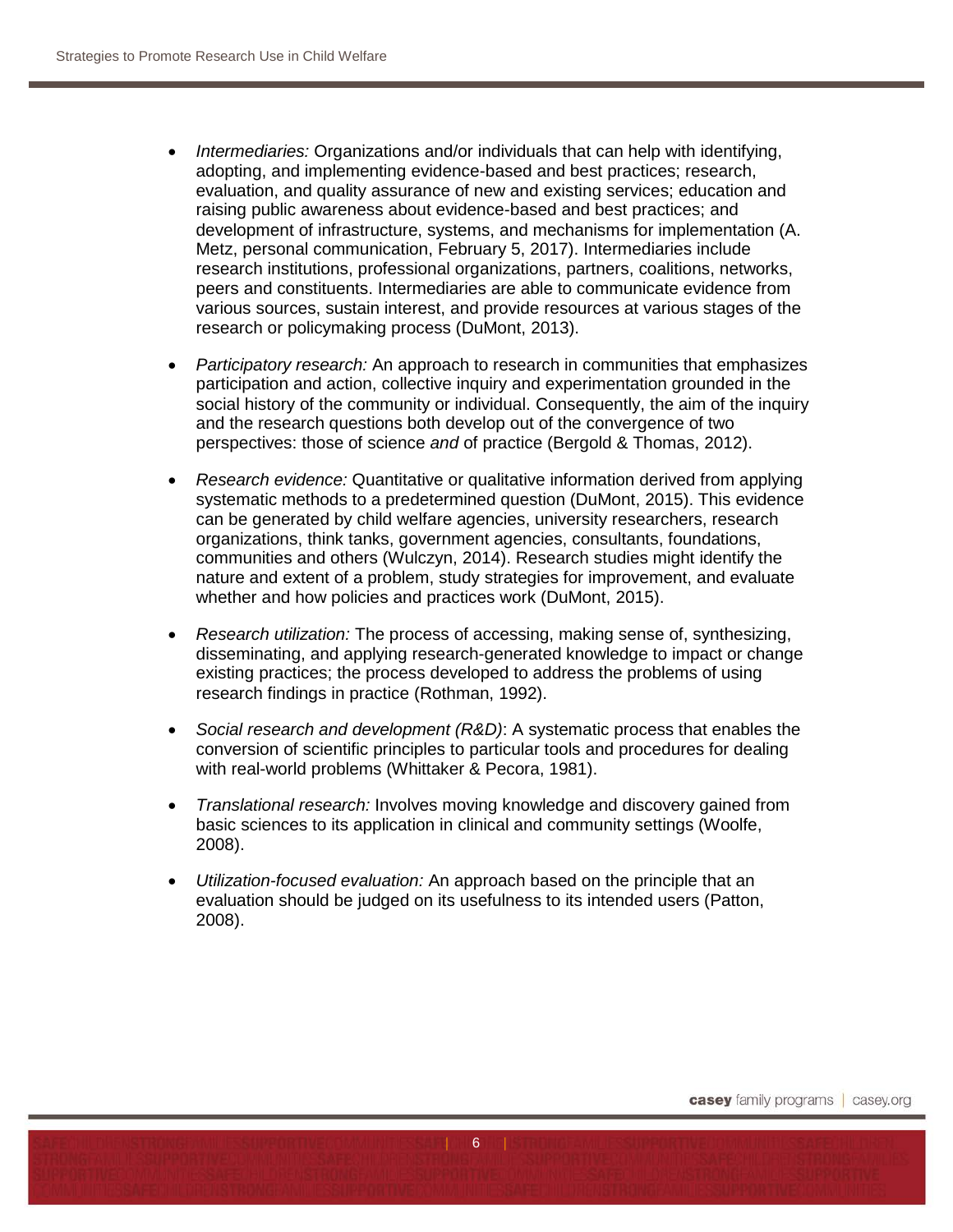- *Intermediaries:* Organizations and/or individuals that can help with identifying, adopting, and implementing evidence-based and best practices; research, evaluation, and quality assurance of new and existing services; education and raising public awareness about evidence-based and best practices; and development of infrastructure, systems, and mechanisms for implementation (A. Metz, personal communication, February 5, 2017). Intermediaries include research institutions, professional organizations, partners, coalitions, networks, peers and constituents. Intermediaries are able to communicate evidence from various sources, sustain interest, and provide resources at various stages of the research or policymaking process (DuMont, 2013).

- *Participatory research:* An approach to research in communities that emphasizes participation and action, collective inquiry and experimentation grounded in the social history of the community or individual. Consequently, the aim of the inquiry and the research questions both develop out of the convergence of two perspectives: those of science *and* of practice (Bergold & Thomas, 2012).

- *Research evidence:* Quantitative or qualitative information derived from applying systematic methods to a predetermined question (DuMont, 2015). This evidence can be generated by child welfare agencies, university researchers, research organizations, think tanks, government agencies, consultants, foundations, communities and others (Wulczyn, 2014). Research studies might identify the nature and extent of a problem, study strategies for improvement, and evaluate whether and how policies and practices work (DuMont, 2015).

- *Research utilization:* The process of accessing, making sense of, synthesizing, disseminating, and applying research-generated knowledge to impact or change existing practices; the process developed to address the problems of using research findings in practice (Rothman, 1992).

- *Social research and development (R&D)*: A systematic process that enables the conversion of scientific principles to particular tools and procedures for dealing with real-world problems (Whittaker & Pecora, 1981).

- *Translational research:* Involves moving knowledge and discovery gained from basic sciences to its application in clinical and community settings (Woolfe, 2008).

- *Utilization-focused evaluation:* An approach based on the principle that an evaluation should be judged on its usefulness to its intended users (Patton, 2008).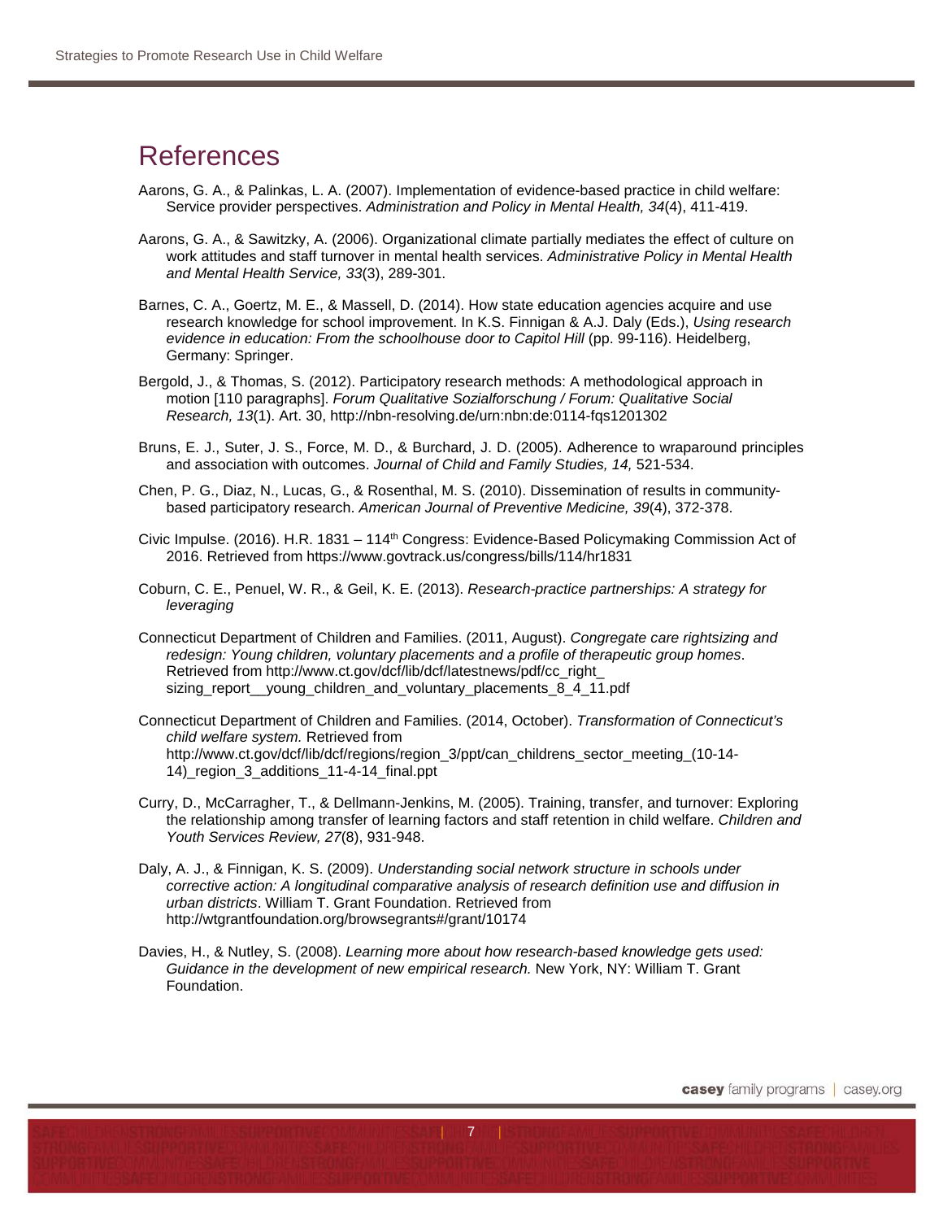# References

Aarons, G. A., & Palinkas, L. A. (2007). Implementation of evidence-based practice in child welfare: Service provider perspectives. *Administration and Policy in Mental Health, 34*(4), 411-419.

Aarons, G. A., & Sawitzky, A. (2006). Organizational climate partially mediates the effect of culture on work attitudes and staff turnover in mental health services. *Administrative Policy in Mental Health and Mental Health Service, 33*(3), 289-301.

Barnes, C. A., Goertz, M. E., & Massell, D. (2014). How state education agencies acquire and use research knowledge for school improvement. In K.S. Finnigan & A.J. Daly (Eds.), *Using research evidence in education: From the schoolhouse door to Capitol Hill* (pp. 99-116). Heidelberg, Germany: Springer.

Bergold, J., & Thomas, S. (2012). Participatory research methods: A methodological approach in motion [110 paragraphs]. *Forum Qualitative Sozialforschung / Forum: Qualitative Social Research, 13*(1). Art. 30, http://nbn-resolving.de/urn:nbn:de:0114-fqs1201302

Bruns, E. J., Suter, J. S., Force, M. D., & Burchard, J. D. (2005). Adherence to wraparound principles and association with outcomes. *Journal of Child and Family Studies, 14,* 521-534.

Chen, P. G., Diaz, N., Lucas, G., & Rosenthal, M. S. (2010). Dissemination of results in community-based participatory research. *American Journal of Preventive Medicine, 39*(4), 372-378.

Civic Impulse. (2016). H.R. 1831 – 114th Congress: Evidence-Based Policymaking Commission Act of 2016. Retrieved from https://www.govtrack.us/congress/bills/114/hr1831

Coburn, C. E., Penuel, W. R., & Geil, K. E. (2013). *Research-practice partnerships: A strategy for leveraging*

Connecticut Department of Children and Families. (2011, August). *Congregate care rightsizing and redesign: Young children, voluntary placements and a profile of therapeutic group homes*. Retrieved from http://www.ct.gov/dcf/lib/dcf/latestnews/pdf/cc_right_ sizing_report__young_children_and_voluntary_placements_8_4_11.pdf

Connecticut Department of Children and Families. (2014, October). *Transformation of Connecticut's child welfare system.* Retrieved from http://www.ct.gov/dcf/lib/dcf/regions/region_3/ppt/can_childrens_sector_meeting_(10-14-14)_region_3_additions_11-4-14_final.ppt

Curry, D., McCarragher, T., & Dellmann-Jenkins, M. (2005). Training, transfer, and turnover: Exploring the relationship among transfer of learning factors and staff retention in child welfare. *Children and Youth Services Review, 27*(8), 931-948.

Daly, A. J., & Finnigan, K. S. (2009). *Understanding social network structure in schools under corrective action: A longitudinal comparative analysis of research definition use and diffusion in urban districts*. William T. Grant Foundation. Retrieved from http://wtgrantfoundation.org/browsegrants#/grant/10174

Davies, H., & Nutley, S. (2008). *Learning more about how research-based knowledge gets used: Guidance in the development of new empirical research.* New York, NY: William T. Grant Foundation.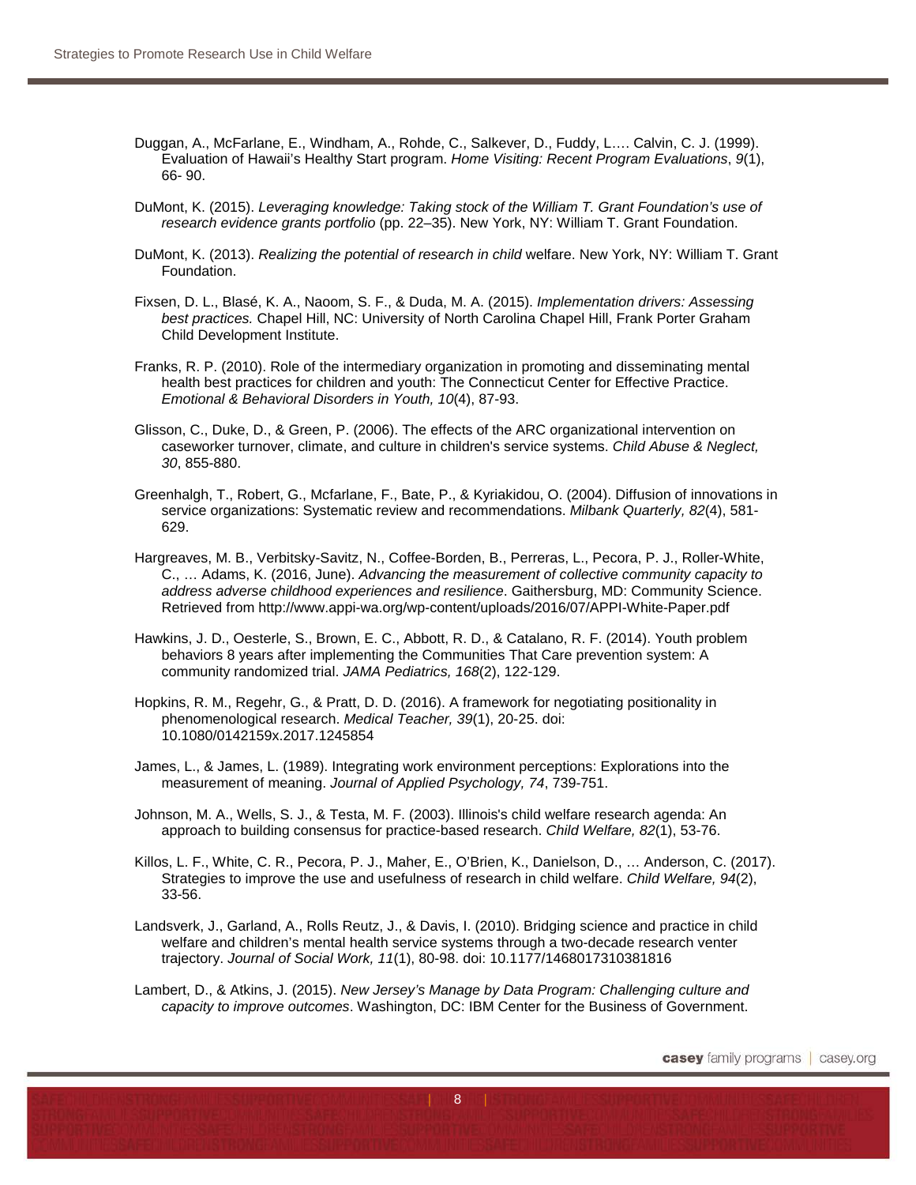Duggan, A., McFarlane, E., Windham, A., Rohde, C., Salkever, D., Fuddy, L.… Calvin, C. J. (1999). Evaluation of Hawaii's Healthy Start program. *Home Visiting: Recent Program Evaluations*, *9*(1), 66- 90.

DuMont, K. (2015). *Leveraging knowledge: Taking stock of the William T. Grant Foundation's use of research evidence grants portfolio* (pp. 22–35). New York, NY: William T. Grant Foundation.

DuMont, K. (2013). *Realizing the potential of research in child* welfare. New York, NY: William T. Grant Foundation.

Fixsen, D. L., Blasé, K. A., Naoom, S. F., & Duda, M. A. (2015). *Implementation drivers: Assessing best practices.* Chapel Hill, NC: University of North Carolina Chapel Hill, Frank Porter Graham Child Development Institute.

Franks, R. P. (2010). Role of the intermediary organization in promoting and disseminating mental health best practices for children and youth: The Connecticut Center for Effective Practice. *Emotional & Behavioral Disorders in Youth, 10*(4), 87-93.

Glisson, C., Duke, D., & Green, P. (2006). The effects of the ARC organizational intervention on caseworker turnover, climate, and culture in children's service systems. *Child Abuse & Neglect, 30*, 855-880.

Greenhalgh, T., Robert, G., Mcfarlane, F., Bate, P., & Kyriakidou, O. (2004). Diffusion of innovations in service organizations: Systematic review and recommendations. *Milbank Quarterly, 82*(4), 581-629.

Hargreaves, M. B., Verbitsky-Savitz, N., Coffee-Borden, B., Perreras, L., Pecora, P. J., Roller-White, C., … Adams, K. (2016, June). *Advancing the measurement of collective community capacity to address adverse childhood experiences and resilience*. Gaithersburg, MD: Community Science. Retrieved from http://www.appi-wa.org/wp-content/uploads/2016/07/APPI-White-Paper.pdf

Hawkins, J. D., Oesterle, S., Brown, E. C., Abbott, R. D., & Catalano, R. F. (2014). Youth problem behaviors 8 years after implementing the Communities That Care prevention system: A community randomized trial. *JAMA Pediatrics, 168*(2), 122-129.

Hopkins, R. M., Regehr, G., & Pratt, D. D. (2016). A framework for negotiating positionality in phenomenological research. *Medical Teacher, 39*(1), 20-25. doi: 10.1080/0142159x.2017.1245854

James, L., & James, L. (1989). Integrating work environment perceptions: Explorations into the measurement of meaning. *Journal of Applied Psychology, 74*, 739-751.

Johnson, M. A., Wells, S. J., & Testa, M. F. (2003). Illinois's child welfare research agenda: An approach to building consensus for practice-based research. *Child Welfare, 82*(1), 53-76.

Killos, L. F., White, C. R., Pecora, P. J., Maher, E., O'Brien, K., Danielson, D., … Anderson, C. (2017). Strategies to improve the use and usefulness of research in child welfare. *Child Welfare, 94*(2), 33-56.

Landsverk, J., Garland, A., Rolls Reutz, J., & Davis, I. (2010). Bridging science and practice in child welfare and children's mental health service systems through a two-decade research venter trajectory. *Journal of Social Work, 11*(1), 80-98. doi: 10.1177/1468017310381816

Lambert, D., & Atkins, J. (2015). *New Jersey's Manage by Data Program: Challenging culture and capacity to improve outcomes*. Washington, DC: IBM Center for the Business of Government.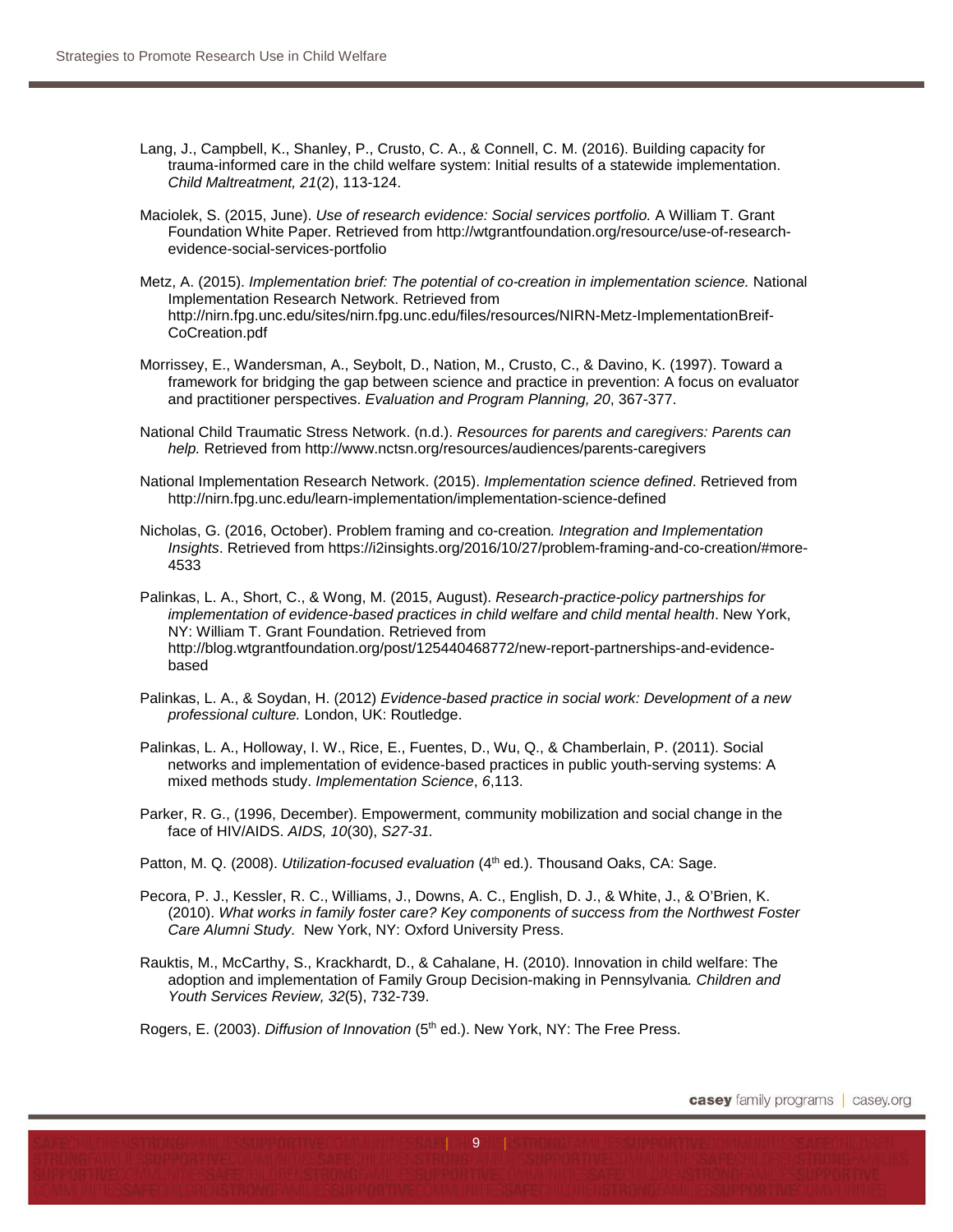Lang, J., Campbell, K., Shanley, P., Crusto, C. A., & Connell, C. M. (2016). Building capacity for trauma-informed care in the child welfare system: Initial results of a statewide implementation. *Child Maltreatment, 21*(2), 113-124.

Maciolek, S. (2015, June). *Use of research evidence: Social services portfolio.* A William T. Grant Foundation White Paper. Retrieved from http://wtgrantfoundation.org/resource/use-of-research-evidence-social-services-portfolio

Metz, A. (2015). *Implementation brief: The potential of co-creation in implementation science.* National Implementation Research Network. Retrieved from http://nirn.fpg.unc.edu/sites/nirn.fpg.unc.edu/files/resources/NIRN-Metz-ImplementationBreif-CoCreation.pdf

Morrissey, E., Wandersman, A., Seybolt, D., Nation, M., Crusto, C., & Davino, K. (1997). Toward a framework for bridging the gap between science and practice in prevention: A focus on evaluator and practitioner perspectives. *Evaluation and Program Planning, 20*, 367-377.

National Child Traumatic Stress Network. (n.d.). *Resources for parents and caregivers: Parents can help.* Retrieved from http://www.nctsn.org/resources/audiences/parents-caregivers

National Implementation Research Network. (2015). *Implementation science defined*. Retrieved from http://nirn.fpg.unc.edu/learn-implementation/implementation-science-defined

Nicholas, G. (2016, October). Problem framing and co-creation*. Integration and Implementation Insights*. Retrieved from https://i2insights.org/2016/10/27/problem-framing-and-co-creation/#more-4533

Palinkas, L. A., Short, C., & Wong, M. (2015, August). *Research-practice-policy partnerships for implementation of evidence-based practices in child welfare and child mental health*. New York, NY: William T. Grant Foundation. Retrieved from http://blog.wtgrantfoundation.org/post/125440468772/new-report-partnerships-and-evidence-based

Palinkas, L. A., & Soydan, H. (2012) *Evidence-based practice in social work: Development of a new professional culture.* London, UK: Routledge.

Palinkas, L. A., Holloway, I. W., Rice, E., Fuentes, D., Wu, Q., & Chamberlain, P. (2011). Social networks and implementation of evidence-based practices in public youth-serving systems: A mixed methods study. *Implementation Science*, *6*,113.

Parker, R. G., (1996, December). Empowerment, community mobilization and social change in the face of HIV/AIDS. *AIDS, 10*(30), *S27-31.*

Patton, M. Q. (2008). *Utilization-focused evaluation* (4th ed.). Thousand Oaks, CA: Sage.

Pecora, P. J., Kessler, R. C., Williams, J., Downs, A. C., English, D. J., & White, J., & O'Brien, K. (2010). *What works in family foster care? Key components of success from the Northwest Foster Care Alumni Study.* New York, NY: Oxford University Press.

Rauktis, M., McCarthy, S., Krackhardt, D., & Cahalane, H. (2010). Innovation in child welfare: The adoption and implementation of Family Group Decision-making in Pennsylvania*. Children and Youth Services Review, 32*(5), 732-739.

Rogers, E. (2003). *Diffusion of Innovation* (5th ed.). New York, NY: The Free Press.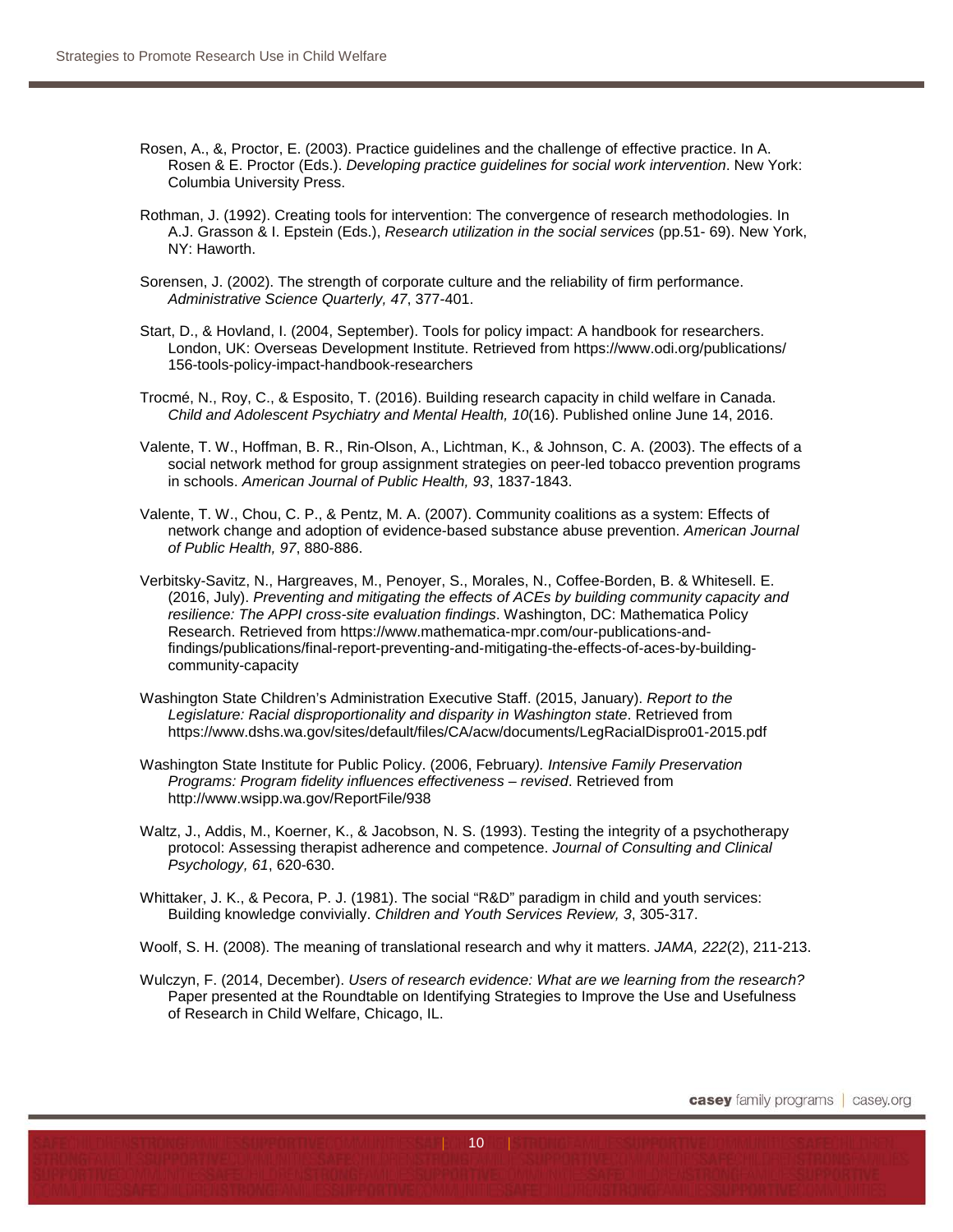Rosen, A., &, Proctor, E. (2003). Practice guidelines and the challenge of effective practice. In A. Rosen & E. Proctor (Eds.). *Developing practice guidelines for social work intervention*. New York: Columbia University Press.

Rothman, J. (1992). Creating tools for intervention: The convergence of research methodologies. In A.J. Grasson & I. Epstein (Eds.), *Research utilization in the social services* (pp.51- 69). New York, NY: Haworth.

Sorensen, J. (2002). The strength of corporate culture and the reliability of firm performance. *Administrative Science Quarterly, 47*, 377-401.

Start, D., & Hovland, I. (2004, September). Tools for policy impact: A handbook for researchers. London, UK: Overseas Development Institute. Retrieved from https://www.odi.org/publications/156-tools-policy-impact-handbook-researchers

Trocmé, N., Roy, C., & Esposito, T. (2016). Building research capacity in child welfare in Canada. *Child and Adolescent Psychiatry and Mental Health, 10*(16). Published online June 14, 2016.

Valente, T. W., Hoffman, B. R., Rin-Olson, A., Lichtman, K., & Johnson, C. A. (2003). The effects of a social network method for group assignment strategies on peer-led tobacco prevention programs in schools. *American Journal of Public Health, 93*, 1837-1843.

Valente, T. W., Chou, C. P., & Pentz, M. A. (2007). Community coalitions as a system: Effects of network change and adoption of evidence-based substance abuse prevention. *American Journal of Public Health, 97*, 880-886.

Verbitsky-Savitz, N., Hargreaves, M., Penoyer, S., Morales, N., Coffee-Borden, B. & Whitesell. E. (2016, July). *Preventing and mitigating the effects of ACEs by building community capacity and resilience: The APPI cross-site evaluation findings*. Washington, DC: Mathematica Policy Research. Retrieved from https://www.mathematica-mpr.com/our-publications-and-findings/publications/final-report-preventing-and-mitigating-the-effects-of-aces-by-building-community-capacity

Washington State Children's Administration Executive Staff. (2015, January). *Report to the Legislature: Racial disproportionality and disparity in Washington state*. Retrieved from https://www.dshs.wa.gov/sites/default/files/CA/acw/documents/LegRacialDispro01-2015.pdf

Washington State Institute for Public Policy. (2006, February*). Intensive Family Preservation Programs: Program fidelity influences effectiveness – revised*. Retrieved from http://www.wsipp.wa.gov/ReportFile/938

Waltz, J., Addis, M., Koerner, K., & Jacobson, N. S. (1993). Testing the integrity of a psychotherapy protocol: Assessing therapist adherence and competence. *Journal of Consulting and Clinical Psychology, 61*, 620-630.

Whittaker, J. K., & Pecora, P. J. (1981). The social "R&D" paradigm in child and youth services: Building knowledge convivially. *Children and Youth Services Review, 3*, 305-317.

Woolf, S. H. (2008). The meaning of translational research and why it matters. *JAMA, 222*(2), 211-213.

Wulczyn, F. (2014, December). *Users of research evidence: What are we learning from the research?* Paper presented at the Roundtable on Identifying Strategies to Improve the Use and Usefulness of Research in Child Welfare, Chicago, IL.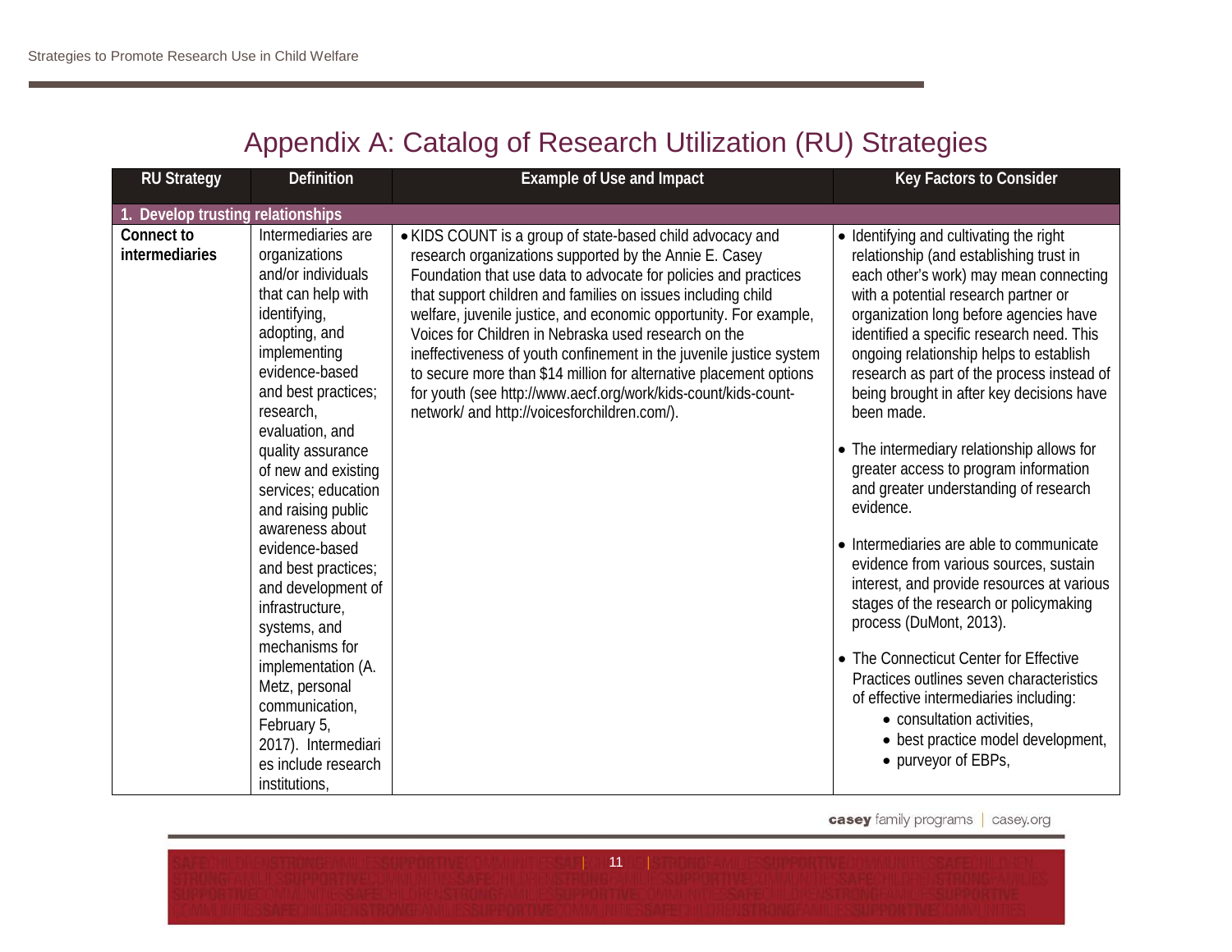# Appendix A: Catalog of Research Utilization (RU) Strategies

| RU Strategy | Definition | Example of Use and Impact | Key Factors to Consider |
|---|---|---|---|
| **1. Develop trusting relationships** | | | |
| **Connect to intermediaries** | Intermediaries are organizations and/or individuals that can help with identifying, adopting, and implementing evidence-based and best practices; research, evaluation, and quality assurance of new and existing services; education and raising public awareness about evidence-based and best practices; and development of infrastructure, systems, and mechanisms for implementation (A. Metz, personal communication, February 5, 2017). Intermediaries include research institutions, | • KIDS COUNT is a group of state-based child advocacy and research organizations supported by the Annie E. Casey Foundation that use data to advocate for policies and practices that support children and families on issues including child welfare, juvenile justice, and economic opportunity. For example, Voices for Children in Nebraska used research on the ineffectiveness of youth confinement in the juvenile justice system to secure more than $14 million for alternative placement options for youth (see http://www.aecf.org/work/kids-count/kids-count-network/ and http://voicesforchildren.com/). | • Identifying and cultivating the right relationship (and establishing trust in each other's work) may mean connecting with a potential research partner or organization long before agencies have identified a specific research need. This ongoing relationship helps to establish research as part of the process instead of being brought in after key decisions have been made.<br><br>• The intermediary relationship allows for greater access to program information and greater understanding of research evidence.<br><br>• Intermediaries are able to communicate evidence from various sources, sustain interest, and provide resources at various stages of the research or policymaking process (DuMont, 2013).<br><br>• The Connecticut Center for Effective Practices outlines seven characteristics of effective intermediaries including:<br>  • consultation activities,<br>  • best practice model development,<br>  • purveyor of EBPs, |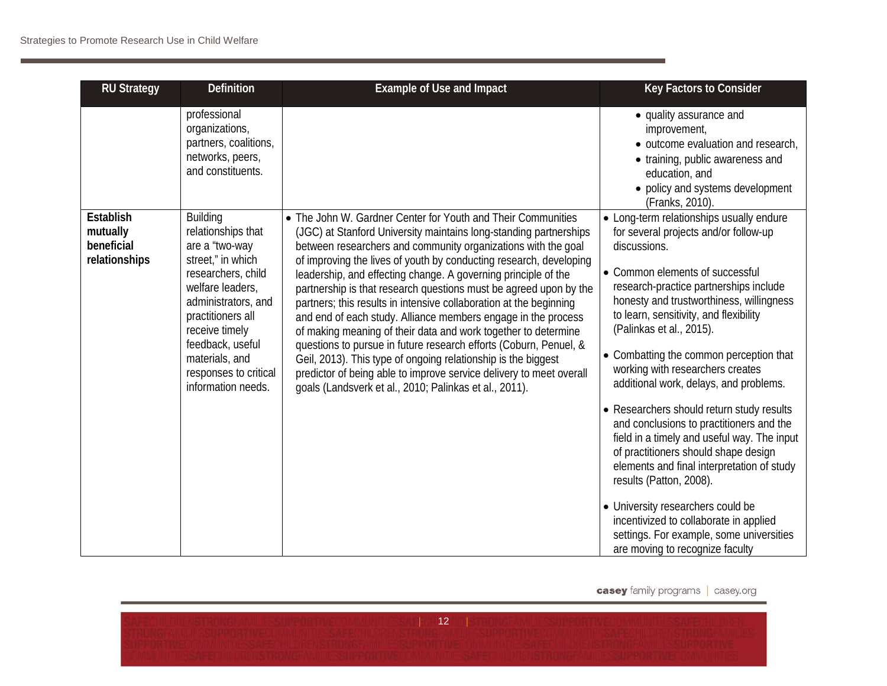| RU Strategy | Definition | Example of Use and Impact | Key Factors to Consider |
| --- | --- | --- | --- |
| | professional organizations, partners, coalitions, networks, peers, and constituents. | | • quality assurance and improvement,<br>• outcome evaluation and research,<br>• training, public awareness and education, and<br>• policy and systems development (Franks, 2010). |
| **Establish mutually beneficial relationships** | Building relationships that are a "two-way street," in which researchers, child welfare leaders, administrators, and practitioners all receive timely feedback, useful materials, and responses to critical information needs. | • The John W. Gardner Center for Youth and Their Communities (JGC) at Stanford University maintains long-standing partnerships between researchers and community organizations with the goal of improving the lives of youth by conducting research, developing leadership, and effecting change. A governing principle of the partnership is that research questions must be agreed upon by the partners; this results in intensive collaboration at the beginning and end of each study. Alliance members engage in the process of making meaning of their data and work together to determine questions to pursue in future research efforts (Coburn, Penuel, & Geil, 2013). This type of ongoing relationship is the biggest predictor of being able to improve service delivery to meet overall goals (Landsverk et al., 2010; Palinkas et al., 2011). | • Long-term relationships usually endure for several projects and/or follow-up discussions.<br><br>• Common elements of successful research-practice partnerships include honesty and trustworthiness, willingness to learn, sensitivity, and flexibility (Palinkas et al., 2015).<br><br>• Combatting the common perception that working with researchers creates additional work, delays, and problems.<br><br>• Researchers should return study results and conclusions to practitioners and the field in a timely and useful way. The input of practitioners should shape design elements and final interpretation of study results (Patton, 2008).<br><br>• University researchers could be incentivized to collaborate in applied settings. For example, some universities are moving to recognize faculty |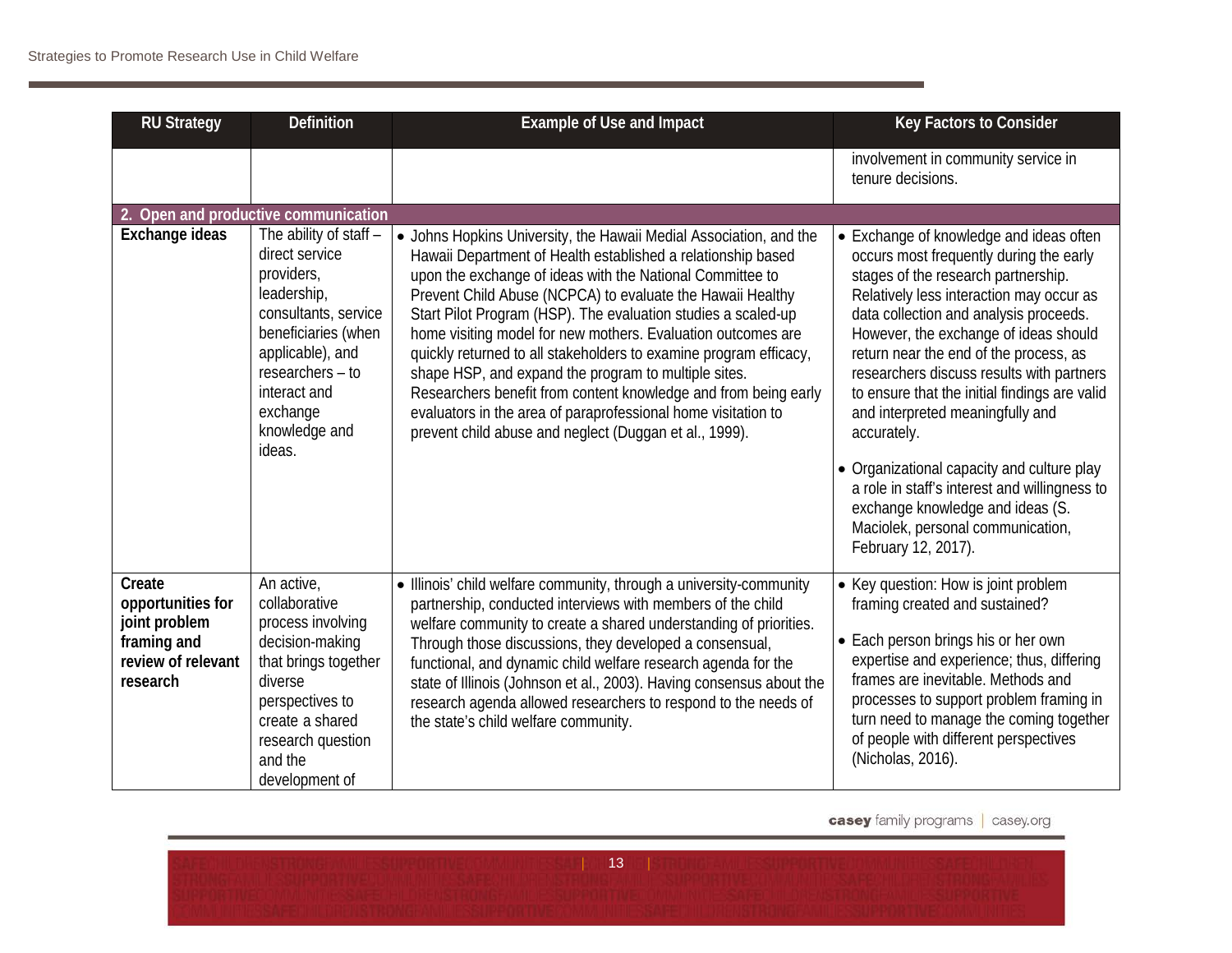| RU Strategy | Definition | Example of Use and Impact | Key Factors to Consider |
|---|---|---|---|
| | | | involvement in community service in tenure decisions. |
| **2. Open and productive communication** | | | |
| **Exchange ideas** | The ability of staff – direct service providers, leadership, consultants, service beneficiaries (when applicable), and researchers – to interact and exchange knowledge and ideas. | • Johns Hopkins University, the Hawaii Medial Association, and the Hawaii Department of Health established a relationship based upon the exchange of ideas with the National Committee to Prevent Child Abuse (NCPCA) to evaluate the Hawaii Healthy Start Pilot Program (HSP). The evaluation studies a scaled-up home visiting model for new mothers. Evaluation outcomes are quickly returned to all stakeholders to examine program efficacy, shape HSP, and expand the program to multiple sites. Researchers benefit from content knowledge and from being early evaluators in the area of paraprofessional home visitation to prevent child abuse and neglect (Duggan et al., 1999). | • Exchange of knowledge and ideas often occurs most frequently during the early stages of the research partnership. Relatively less interaction may occur as data collection and analysis proceeds. However, the exchange of ideas should return near the end of the process, as researchers discuss results with partners to ensure that the initial findings are valid and interpreted meaningfully and accurately.<br><br>• Organizational capacity and culture play a role in staff's interest and willingness to exchange knowledge and ideas (S. Maciolek, personal communication, February 12, 2017). |
| **Create opportunities for joint problem framing and review of relevant research** | An active, collaborative process involving decision-making that brings together diverse perspectives to create a shared research question and the development of | • Illinois' child welfare community, through a university-community partnership, conducted interviews with members of the child welfare community to create a shared understanding of priorities. Through those discussions, they developed a consensual, functional, and dynamic child welfare research agenda for the state of Illinois (Johnson et al., 2003). Having consensus about the research agenda allowed researchers to respond to the needs of the state's child welfare community. | • Key question: How is joint problem framing created and sustained?<br><br>• Each person brings his or her own expertise and experience; thus, differing frames are inevitable. Methods and processes to support problem framing in turn need to manage the coming together of people with different perspectives (Nicholas, 2016). |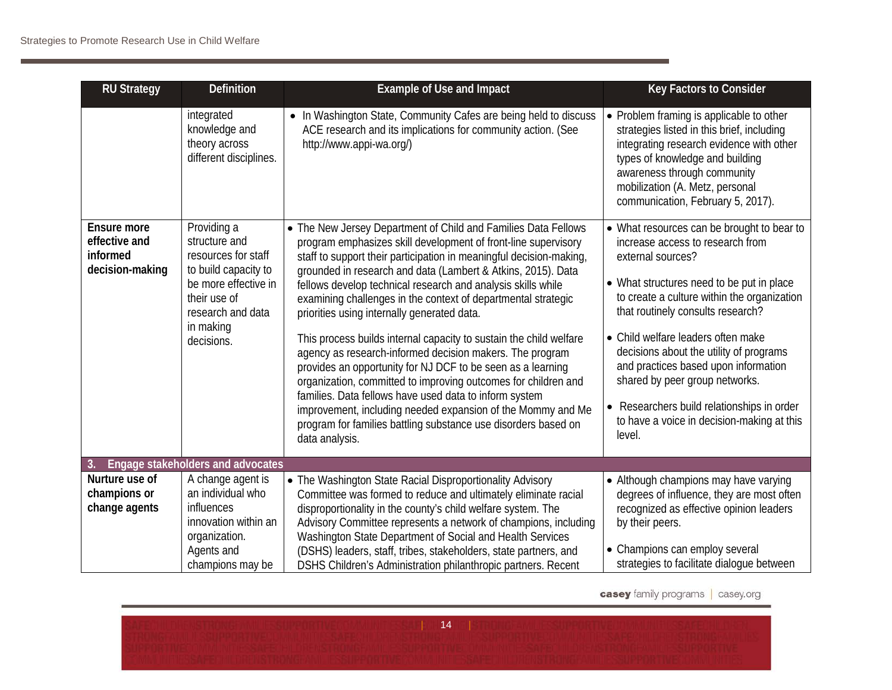| RU Strategy | Definition | Example of Use and Impact | Key Factors to Consider |
|---|---|---|---|
| | integrated knowledge and theory across different disciplines. | • In Washington State, Community Cafes are being held to discuss ACE research and its implications for community action. (See http://www.appi-wa.org/) | • Problem framing is applicable to other strategies listed in this brief, including integrating research evidence with other types of knowledge and building awareness through community mobilization (A. Metz, personal communication, February 5, 2017). |
| **Ensure more effective and informed decision-making** | Providing a structure and resources for staff to build capacity to be more effective in their use of research and data in making decisions. | • The New Jersey Department of Child and Families Data Fellows program emphasizes skill development of front-line supervisory staff to support their participation in meaningful decision-making, grounded in research and data (Lambert & Atkins, 2015). Data fellows develop technical research and analysis skills while examining challenges in the context of departmental strategic priorities using internally generated data.<br><br>This process builds internal capacity to sustain the child welfare agency as research-informed decision makers. The program provides an opportunity for NJ DCF to be seen as a learning organization, committed to improving outcomes for children and families. Data fellows have used data to inform system improvement, including needed expansion of the Mommy and Me program for families battling substance use disorders based on data analysis. | • What resources can be brought to bear to increase access to research from external sources?<br><br>• What structures need to be put in place to create a culture within the organization that routinely consults research?<br><br>• Child welfare leaders often make decisions about the utility of programs and practices based upon information shared by peer group networks.<br><br>• Researchers build relationships in order to have a voice in decision-making at this level. |
| **3. Engage stakeholders and advocates** | | | |
| **Nurture use of champions or change agents** | A change agent is an individual who influences innovation within an organization. Agents and champions may be | • The Washington State Racial Disproportionality Advisory Committee was formed to reduce and ultimately eliminate racial disproportionality in the county's child welfare system. The Advisory Committee represents a network of champions, including Washington State Department of Social and Health Services (DSHS) leaders, staff, tribes, stakeholders, state partners, and DSHS Children's Administration philanthropic partners. Recent | • Although champions may have varying degrees of influence, they are most often recognized as effective opinion leaders by their peers.<br><br>• Champions can employ several strategies to facilitate dialogue between |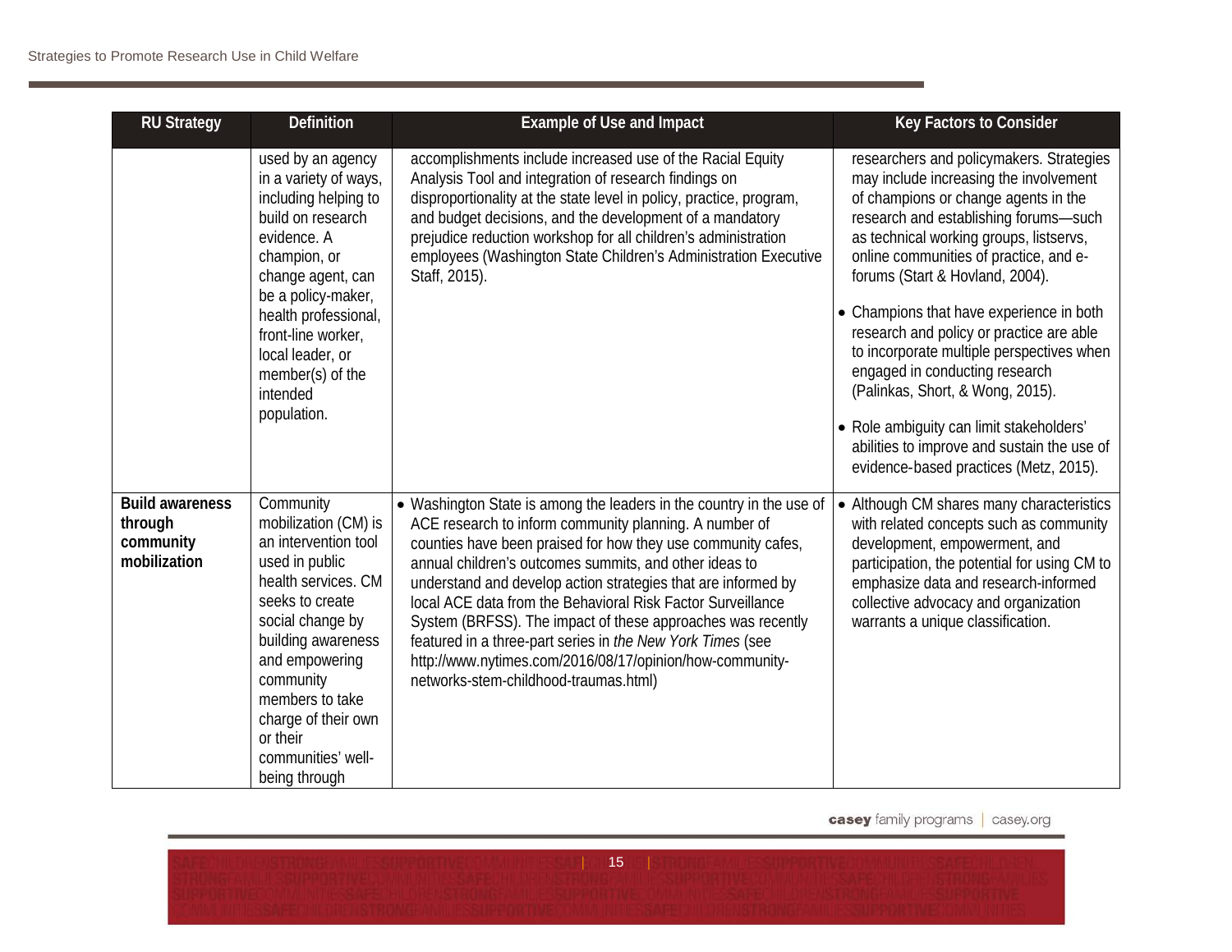| RU Strategy | Definition | Example of Use and Impact | Key Factors to Consider |
| --- | --- | --- | --- |
| | used by an agency in a variety of ways, including helping to build on research evidence. A champion, or change agent, can be a policy-maker, health professional, front-line worker, local leader, or member(s) of the intended population. | accomplishments include increased use of the Racial Equity Analysis Tool and integration of research findings on disproportionality at the state level in policy, practice, program, and budget decisions, and the development of a mandatory prejudice reduction workshop for all children's administration employees (Washington State Children's Administration Executive Staff, 2015). | researchers and policymakers. Strategies may include increasing the involvement of champions or change agents in the research and establishing forums—such as technical working groups, listservs, online communities of practice, and e-forums (Start & Hovland, 2004).<br>• Champions that have experience in both research and policy or practice are able to incorporate multiple perspectives when engaged in conducting research (Palinkas, Short, & Wong, 2015).<br>• Role ambiguity can limit stakeholders' abilities to improve and sustain the use of evidence-based practices (Metz, 2015). |
| **Build awareness through community mobilization** | Community mobilization (CM) is an intervention tool used in public health services. CM seeks to create social change by building awareness and empowering community members to take charge of their own or their communities' well-being through | • Washington State is among the leaders in the country in the use of ACE research to inform community planning. A number of counties have been praised for how they use community cafes, annual children's outcomes summits, and other ideas to understand and develop action strategies that are informed by local ACE data from the Behavioral Risk Factor Surveillance System (BRFSS). The impact of these approaches was recently featured in a three-part series in *the New York Times* (see http://www.nytimes.com/2016/08/17/opinion/how-community-networks-stem-childhood-traumas.html) | • Although CM shares many characteristics with related concepts such as community development, empowerment, and participation, the potential for using CM to emphasize data and research-informed collective advocacy and organization warrants a unique classification. |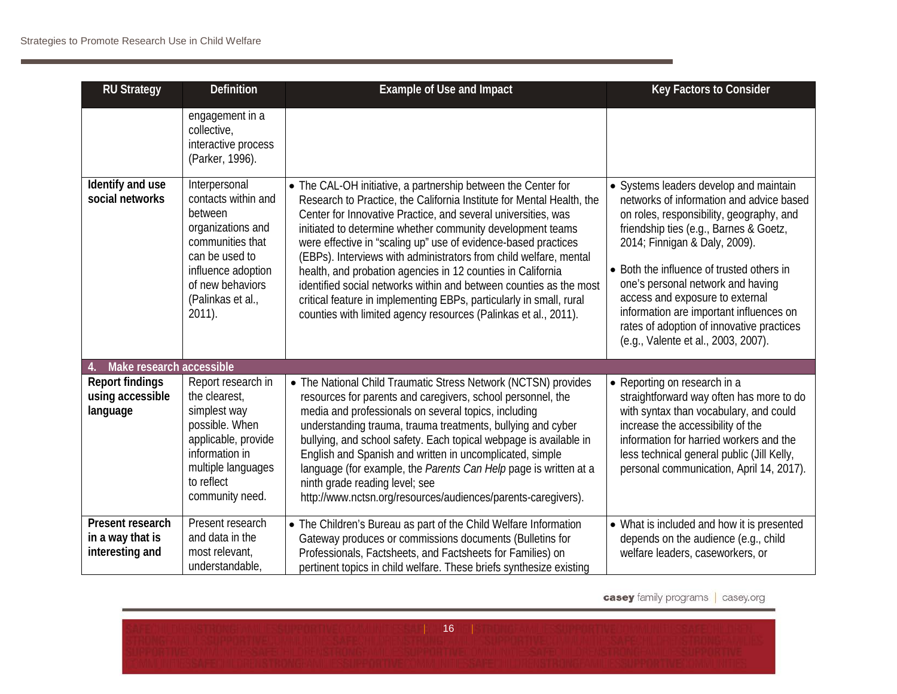| RU Strategy | Definition | Example of Use and Impact | Key Factors to Consider |
|---|---|---|---|
| | engagement in a collective, interactive process (Parker, 1996). | | |
| **Identify and use social networks** | Interpersonal contacts within and between organizations and communities that can be used to influence adoption of new behaviors (Palinkas et al., 2011). | • The CAL-OH initiative, a partnership between the Center for Research to Practice, the California Institute for Mental Health, the Center for Innovative Practice, and several universities, was initiated to determine whether community development teams were effective in "scaling up" use of evidence-based practices (EBPs). Interviews with administrators from child welfare, mental health, and probation agencies in 12 counties in California identified social networks within and between counties as the most critical feature in implementing EBPs, particularly in small, rural counties with limited agency resources (Palinkas et al., 2011). | • Systems leaders develop and maintain networks of information and advice based on roles, responsibility, geography, and friendship ties (e.g., Barnes & Goetz, 2014; Finnigan & Daly, 2009).<br>• Both the influence of trusted others in one's personal network and having access and exposure to external information are important influences on rates of adoption of innovative practices (e.g., Valente et al., 2003, 2007). |
| **4. Make research accessible** | | | |
| **Report findings using accessible language** | Report research in the clearest, simplest way possible. When applicable, provide information in multiple languages to reflect community need. | • The National Child Traumatic Stress Network (NCTSN) provides resources for parents and caregivers, school personnel, the media and professionals on several topics, including understanding trauma, trauma treatments, bullying and cyber bullying, and school safety. Each topical webpage is available in English and Spanish and written in uncomplicated, simple language (for example, the *Parents Can Help* page is written at a ninth grade reading level; see http://www.nctsn.org/resources/audiences/parents-caregivers). | • Reporting on research in a straightforward way often has more to do with syntax than vocabulary, and could increase the accessibility of the information for harried workers and the less technical general public (Jill Kelly, personal communication, April 14, 2017). |
| **Present research in a way that is interesting and** | Present research and data in the most relevant, understandable, | • The Children's Bureau as part of the Child Welfare Information Gateway produces or commissions documents (Bulletins for Professionals, Factsheets, and Factsheets for Families) on pertinent topics in child welfare. These briefs synthesize existing | • What is included and how it is presented depends on the audience (e.g., child welfare leaders, caseworkers, or |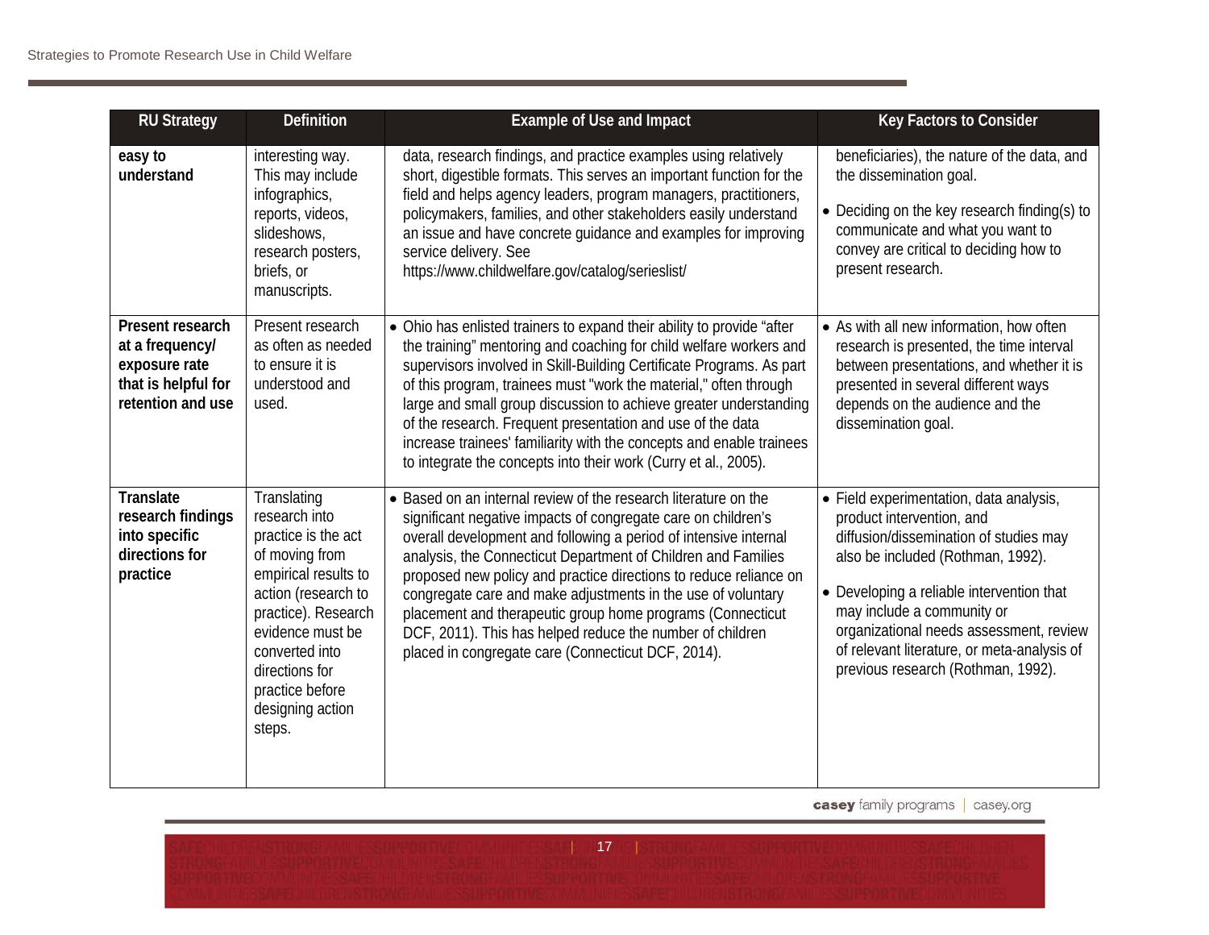| RU Strategy | Definition | Example of Use and Impact | Key Factors to Consider |
|---|---|---|---|
| **easy to understand** | interesting way. This may include infographics, reports, videos, slideshows, research posters, briefs, or manuscripts. | data, research findings, and practice examples using relatively short, digestible formats. This serves an important function for the field and helps agency leaders, program managers, practitioners, policymakers, families, and other stakeholders easily understand an issue and have concrete guidance and examples for improving service delivery. See https://www.childwelfare.gov/catalog/serieslist/ | beneficiaries), the nature of the data, and the dissemination goal.<br>• Deciding on the key research finding(s) to communicate and what you want to convey are critical to deciding how to present research. |
| **Present research at a frequency/ exposure rate that is helpful for retention and use** | Present research as often as needed to ensure it is understood and used. | • Ohio has enlisted trainers to expand their ability to provide "after the training" mentoring and coaching for child welfare workers and supervisors involved in Skill-Building Certificate Programs. As part of this program, trainees must "work the material," often through large and small group discussion to achieve greater understanding of the research. Frequent presentation and use of the data increase trainees' familiarity with the concepts and enable trainees to integrate the concepts into their work (Curry et al., 2005). | • As with all new information, how often research is presented, the time interval between presentations, and whether it is presented in several different ways depends on the audience and the dissemination goal. |
| **Translate research findings into specific directions for practice** | Translating research into practice is the act of moving from empirical results to action (research to practice). Research evidence must be converted into directions for practice before designing action steps. | • Based on an internal review of the research literature on the significant negative impacts of congregate care on children's overall development and following a period of intensive internal analysis, the Connecticut Department of Children and Families proposed new policy and practice directions to reduce reliance on congregate care and make adjustments in the use of voluntary placement and therapeutic group home programs (Connecticut DCF, 2011). This has helped reduce the number of children placed in congregate care (Connecticut DCF, 2014). | • Field experimentation, data analysis, product intervention, and diffusion/dissemination of studies may also be included (Rothman, 1992).<br>• Developing a reliable intervention that may include a community or organizational needs assessment, review of relevant literature, or meta-analysis of previous research (Rothman, 1992). |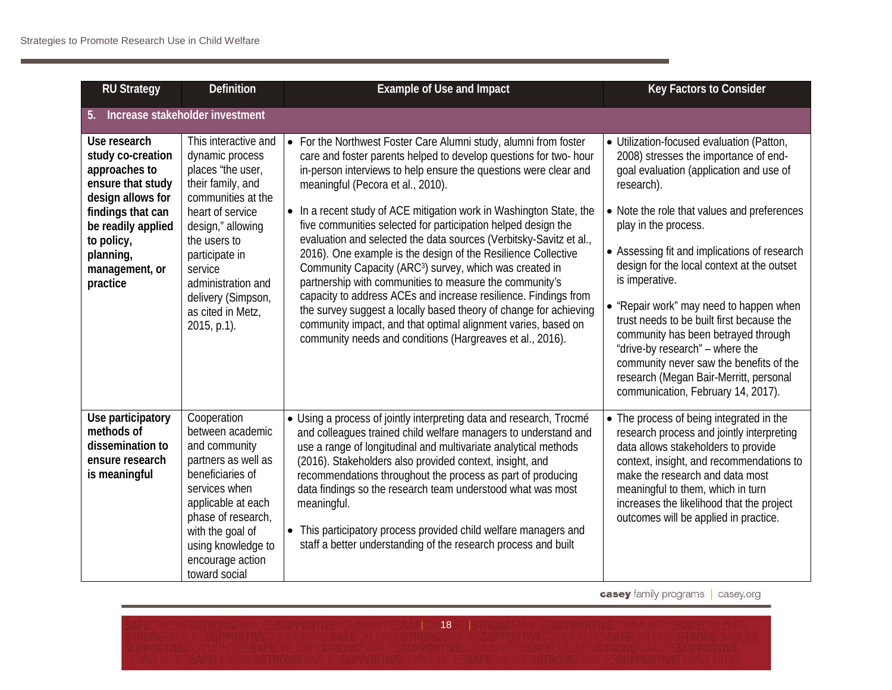| RU Strategy | Definition | Example of Use and Impact | Key Factors to Consider |
|---|---|---|---|
| **5. Increase stakeholder investment** | | | |
| **Use research study co-creation approaches to ensure that study design allows for findings that can be readily applied to policy, planning, management, or practice** | This interactive and dynamic process places "the user, their family, and communities at the heart of service design," allowing the users to participate in service administration and delivery (Simpson, as cited in Metz, 2015, p.1). | • For the Northwest Foster Care Alumni study, alumni from foster care and foster parents helped to develop questions for two- hour in-person interviews to help ensure the questions were clear and meaningful (Pecora et al., 2010).<br><br>• In a recent study of ACE mitigation work in Washington State, the five communities selected for participation helped design the evaluation and selected the data sources (Verbitsky-Savitz et al., 2016). One example is the design of the Resilience Collective Community Capacity (ARC³) survey, which was created in partnership with communities to measure the community's capacity to address ACEs and increase resilience. Findings from the survey suggest a locally based theory of change for achieving community impact, and that optimal alignment varies, based on community needs and conditions (Hargreaves et al., 2016). | • Utilization-focused evaluation (Patton, 2008) stresses the importance of end-goal evaluation (application and use of research).<br><br>• Note the role that values and preferences play in the process.<br><br>• Assessing fit and implications of research design for the local context at the outset is imperative.<br><br>• "Repair work" may need to happen when trust needs to be built first because the community has been betrayed through "drive-by research" – where the community never saw the benefits of the research (Megan Bair-Merritt, personal communication, February 14, 2017). |
| **Use participatory methods of dissemination to ensure research is meaningful** | Cooperation between academic and community partners as well as beneficiaries of services when applicable at each phase of research, with the goal of using knowledge to encourage action toward social | • Using a process of jointly interpreting data and research, Trocmé and colleagues trained child welfare managers to understand and use a range of longitudinal and multivariate analytical methods (2016). Stakeholders also provided context, insight, and recommendations throughout the process as part of producing data findings so the research team understood what was most meaningful.<br><br>• This participatory process provided child welfare managers and staff a better understanding of the research process and built | • The process of being integrated in the research process and jointly interpreting data allows stakeholders to provide context, insight, and recommendations to make the research and data most meaningful to them, which in turn increases the likelihood that the project outcomes will be applied in practice. |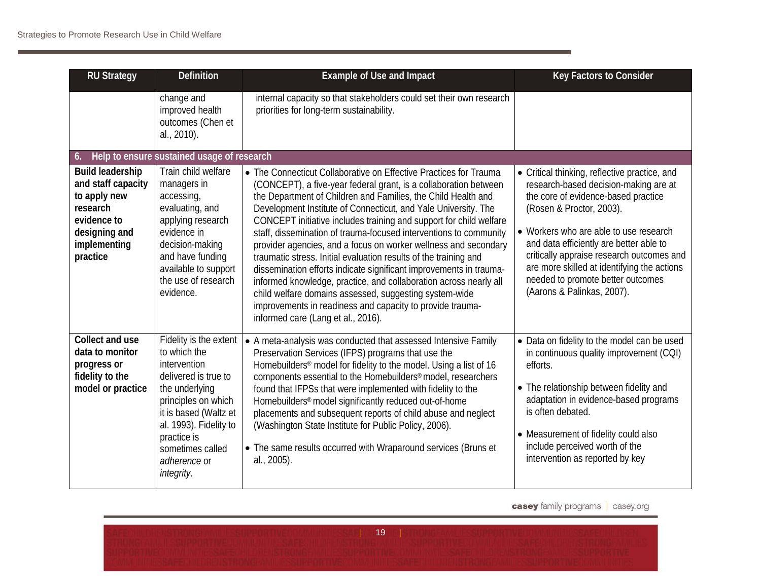| RU Strategy | Definition | Example of Use and Impact | Key Factors to Consider |
|---|---|---|---|
| | change and improved health outcomes (Chen et al., 2010). | internal capacity so that stakeholders could set their own research priorities for long-term sustainability. | |
| **6. Help to ensure sustained usage of research** | | | |
| **Build leadership and staff capacity to apply new research evidence to designing and implementing practice** | Train child welfare managers in accessing, evaluating, and applying research evidence in decision-making and have funding available to support the use of research evidence. | • The Connecticut Collaborative on Effective Practices for Trauma (CONCEPT), a five-year federal grant, is a collaboration between the Department of Children and Families, the Child Health and Development Institute of Connecticut, and Yale University. The CONCEPT initiative includes training and support for child welfare staff, dissemination of trauma-focused interventions to community provider agencies, and a focus on worker wellness and secondary traumatic stress. Initial evaluation results of the training and dissemination efforts indicate significant improvements in trauma-informed knowledge, practice, and collaboration across nearly all child welfare domains assessed, suggesting system-wide improvements in readiness and capacity to provide trauma-informed care (Lang et al., 2016). | • Critical thinking, reflective practice, and research-based decision-making are at the core of evidence-based practice (Rosen & Proctor, 2003).<br><br>• Workers who are able to use research and data efficiently are better able to critically appraise research outcomes and are more skilled at identifying the actions needed to promote better outcomes (Aarons & Palinkas, 2007). |
| **Collect and use data to monitor progress or fidelity to the model or practice** | Fidelity is the extent to which the intervention delivered is true to the underlying principles on which it is based (Waltz et al. 1993). Fidelity to practice is sometimes called *adherence* or *integrity*. | • A meta-analysis was conducted that assessed Intensive Family Preservation Services (IFPS) programs that use the Homebuilders® model for fidelity to the model. Using a list of 16 components essential to the Homebuilders® model, researchers found that IFPSs that were implemented with fidelity to the Homebuilders® model significantly reduced out-of-home placements and subsequent reports of child abuse and neglect (Washington State Institute for Public Policy, 2006).<br><br>• The same results occurred with Wraparound services (Bruns et al., 2005). | • Data on fidelity to the model can be used in continuous quality improvement (CQI) efforts.<br><br>• The relationship between fidelity and adaptation in evidence-based programs is often debated.<br><br>• Measurement of fidelity could also include perceived worth of the intervention as reported by key |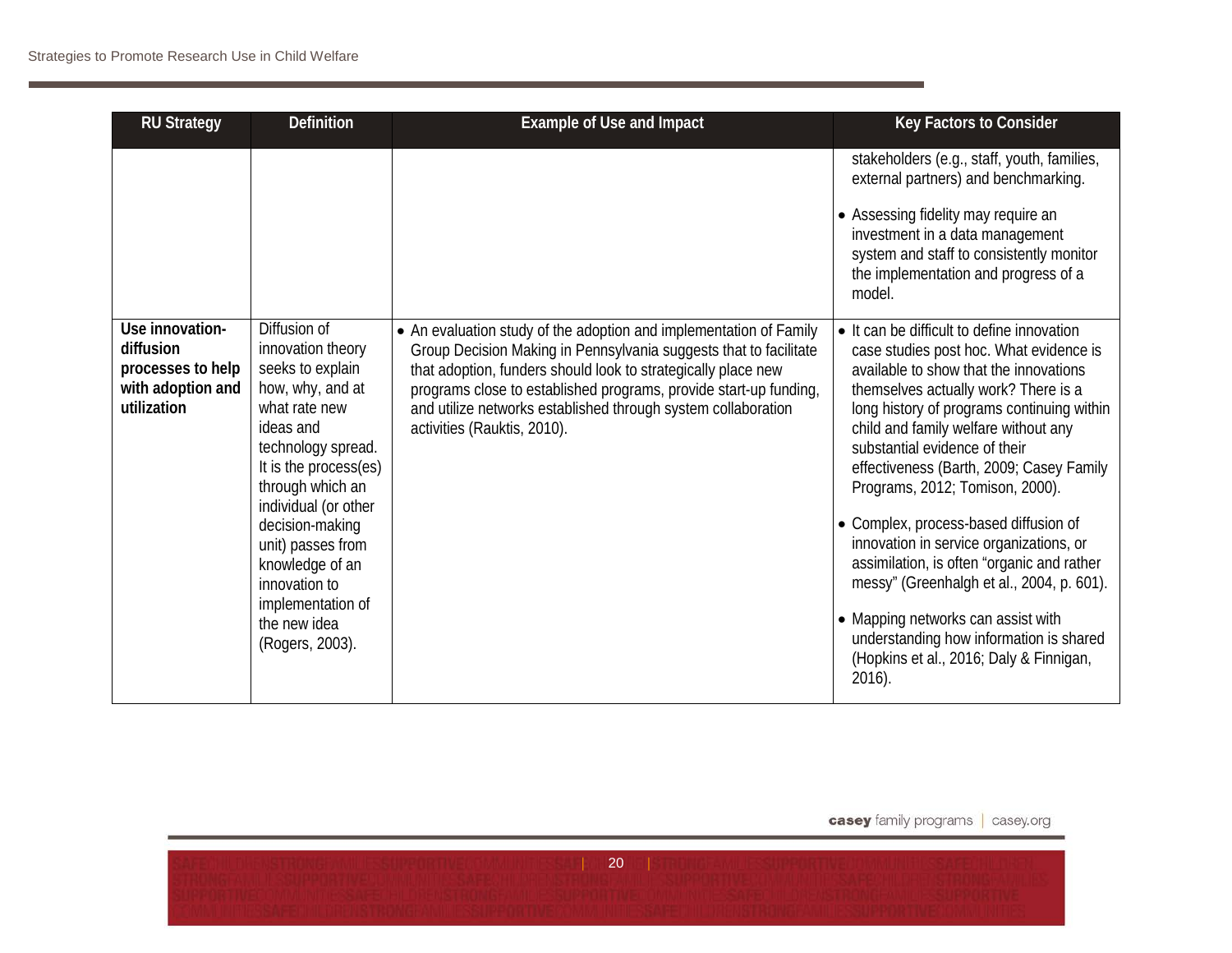| RU Strategy | Definition | Example of Use and Impact | Key Factors to Consider |
| --- | --- | --- | --- |
| | | | stakeholders (e.g., staff, youth, families, external partners) and benchmarking.<br><br>• Assessing fidelity may require an investment in a data management system and staff to consistently monitor the implementation and progress of a model. |
| **Use innovation-diffusion processes to help with adoption and utilization** | Diffusion of innovation theory seeks to explain how, why, and at what rate new ideas and technology spread. It is the process(es) through which an individual (or other decision-making unit) passes from knowledge of an innovation to implementation of the new idea (Rogers, 2003). | • An evaluation study of the adoption and implementation of Family Group Decision Making in Pennsylvania suggests that to facilitate that adoption, funders should look to strategically place new programs close to established programs, provide start-up funding, and utilize networks established through system collaboration activities (Rauktis, 2010). | • It can be difficult to define innovation case studies post hoc. What evidence is available to show that the innovations themselves actually work? There is a long history of programs continuing within child and family welfare without any substantial evidence of their effectiveness (Barth, 2009; Casey Family Programs, 2012; Tomison, 2000).<br><br>• Complex, process-based diffusion of innovation in service organizations, or assimilation, is often "organic and rather messy" (Greenhalgh et al., 2004, p. 601).<br><br>• Mapping networks can assist with understanding how information is shared (Hopkins et al., 2016; Daly & Finnigan, 2016). |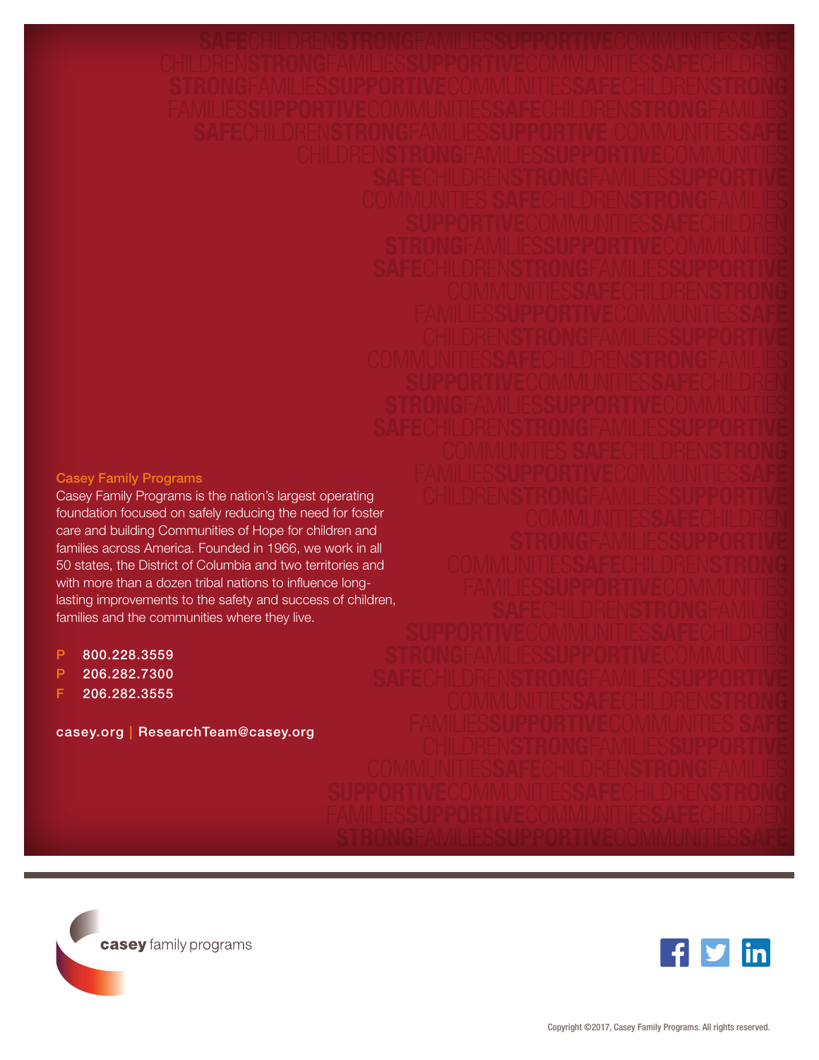## Casey Family Programs

Casey Family Programs is the nation's largest operating foundation focused on safely reducing the need for foster care and building Communities of Hope for children and families across America. Founded in 1966, we work in all 50 states, the District of Columbia and two territories and with more than a dozen tribal nations to influence long-lasting improvements to the safety and success of children, families and the communities where they live.

P 800.228.3559
P 206.282.7300
F 206.282.3555

casey.org | ResearchTeam@casey.org

casey family programs

Copyright ©2017, Casey Family Programs. All rights reserved.